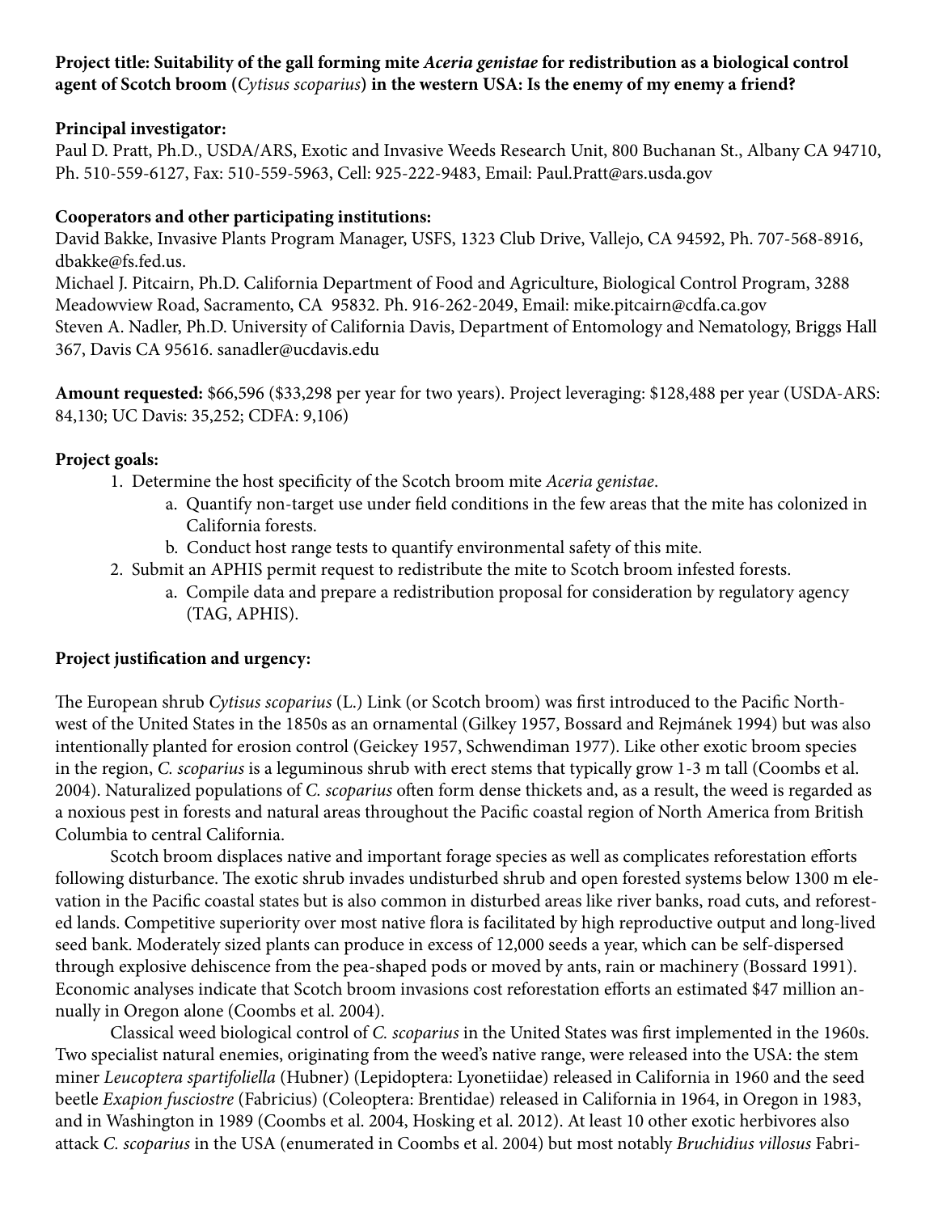**Project title: Suitability of the gall forming mite *Aceria genistae* for redistribution as a biological control agent of Scotch broom (*Cytisus scoparius*) in the western USA: Is the enemy of my enemy a friend?**

**Principal investigator:**
Paul D. Pratt, Ph.D., USDA/ARS, Exotic and Invasive Weeds Research Unit, 800 Buchanan St., Albany CA 94710, Ph. 510-559-6127, Fax: 510-559-5963, Cell: 925-222-9483, Email: Paul.Pratt@ars.usda.gov

**Cooperators and other participating institutions:**
David Bakke, Invasive Plants Program Manager, USFS, 1323 Club Drive, Vallejo, CA 94592, Ph. 707-568-8916, dbakke@fs.fed.us.
Michael J. Pitcairn, Ph.D. California Department of Food and Agriculture, Biological Control Program, 3288 Meadowview Road, Sacramento, CA 95832. Ph. 916-262-2049, Email: mike.pitcairn@cdfa.ca.gov
Steven A. Nadler, Ph.D. University of California Davis, Department of Entomology and Nematology, Briggs Hall 367, Davis CA 95616. sanadler@ucdavis.edu

**Amount requested:** $66,596 ($33,298 per year for two years). Project leveraging: $128,488 per year (USDA-ARS: 84,130; UC Davis: 35,252; CDFA: 9,106)

**Project goals:**

1. Determine the host specificity of the Scotch broom mite *Aceria genistae*.
   a. Quantify non-target use under field conditions in the few areas that the mite has colonized in California forests.
   b. Conduct host range tests to quantify environmental safety of this mite.
2. Submit an APHIS permit request to redistribute the mite to Scotch broom infested forests.
   a. Compile data and prepare a redistribution proposal for consideration by regulatory agency (TAG, APHIS).

**Project justification and urgency:**

The European shrub *Cytisus scoparius* (L.) Link (or Scotch broom) was first introduced to the Pacific Northwest of the United States in the 1850s as an ornamental (Gilkey 1957, Bossard and Rejmánek 1994) but was also intentionally planted for erosion control (Geickey 1957, Schwendiman 1977). Like other exotic broom species in the region, *C. scoparius* is a leguminous shrub with erect stems that typically grow 1-3 m tall (Coombs et al. 2004). Naturalized populations of *C. scoparius* often form dense thickets and, as a result, the weed is regarded as a noxious pest in forests and natural areas throughout the Pacific coastal region of North America from British Columbia to central California.

Scotch broom displaces native and important forage species as well as complicates reforestation efforts following disturbance. The exotic shrub invades undisturbed shrub and open forested systems below 1300 m elevation in the Pacific coastal states but is also common in disturbed areas like river banks, road cuts, and reforested lands. Competitive superiority over most native flora is facilitated by high reproductive output and long-lived seed bank. Moderately sized plants can produce in excess of 12,000 seeds a year, which can be self-dispersed through explosive dehiscence from the pea-shaped pods or moved by ants, rain or machinery (Bossard 1991). Economic analyses indicate that Scotch broom invasions cost reforestation efforts an estimated $47 million annually in Oregon alone (Coombs et al. 2004).

Classical weed biological control of *C. scoparius* in the United States was first implemented in the 1960s. Two specialist natural enemies, originating from the weed's native range, were released into the USA: the stem miner *Leucoptera spartifoliella* (Hubner) (Lepidoptera: Lyonetiidae) released in California in 1960 and the seed beetle *Exapion fusciostre* (Fabricius) (Coleoptera: Brentidae) released in California in 1964, in Oregon in 1983, and in Washington in 1989 (Coombs et al. 2004, Hosking et al. 2012). At least 10 other exotic herbivores also attack *C. scoparius* in the USA (enumerated in Coombs et al. 2004) but most notably *Bruchidius villosus* Fabri-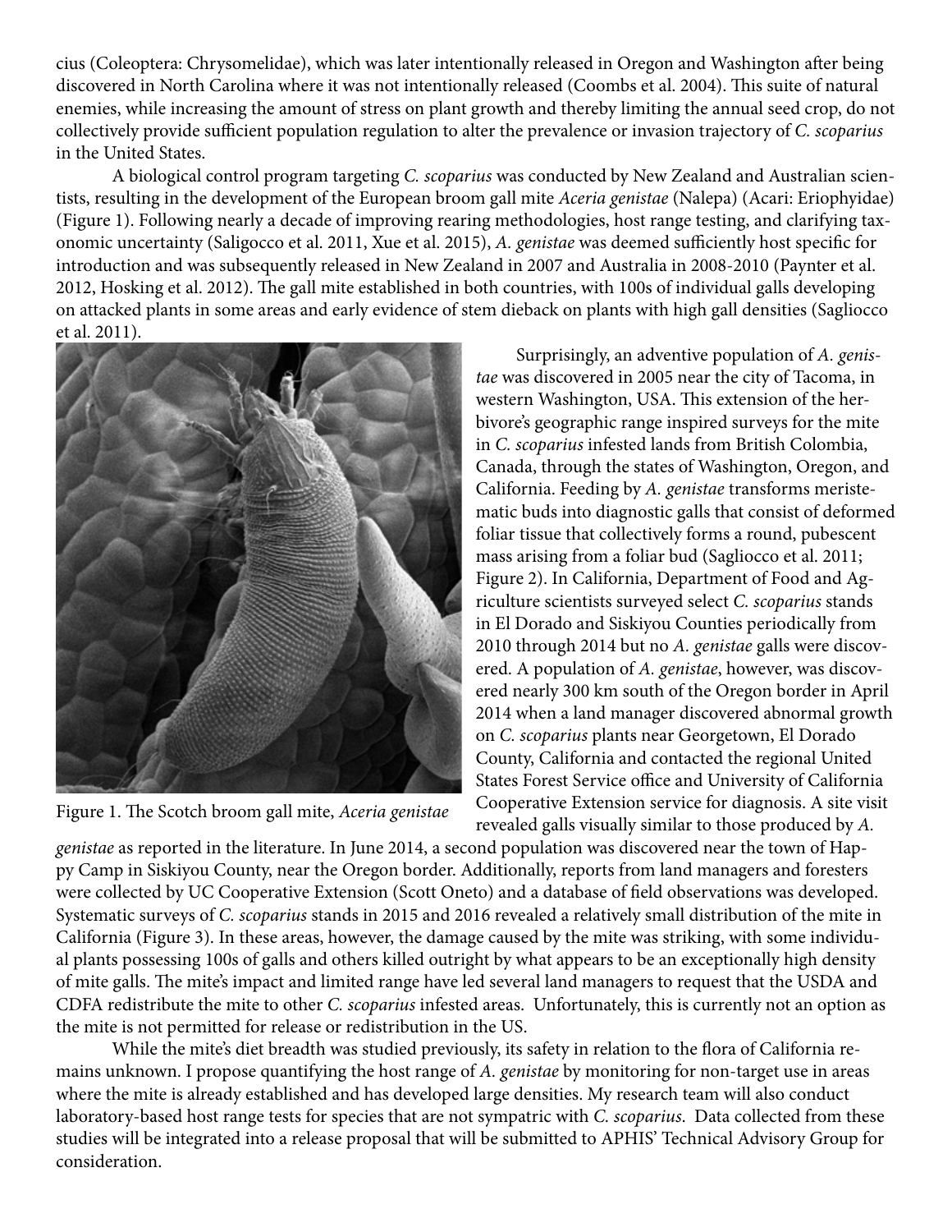cius (Coleoptera: Chrysomelidae), which was later intentionally released in Oregon and Washington after being discovered in North Carolina where it was not intentionally released (Coombs et al. 2004). This suite of natural enemies, while increasing the amount of stress on plant growth and thereby limiting the annual seed crop, do not collectively provide sufficient population regulation to alter the prevalence or invasion trajectory of *C. scoparius* in the United States.

A biological control program targeting *C. scoparius* was conducted by New Zealand and Australian scientists, resulting in the development of the European broom gall mite *Aceria genistae* (Nalepa) (Acari: Eriophyidae) (Figure 1). Following nearly a decade of improving rearing methodologies, host range testing, and clarifying taxonomic uncertainty (Saligocco et al. 2011, Xue et al. 2015), *A. genistae* was deemed sufficiently host specific for introduction and was subsequently released in New Zealand in 2007 and Australia in 2008-2010 (Paynter et al. 2012, Hosking et al. 2012). The gall mite established in both countries, with 100s of individual galls developing on attacked plants in some areas and early evidence of stem dieback on plants with high gall densities (Sagliocco et al. 2011).

Figure 1. The Scotch broom gall mite, *Aceria genistae*

Surprisingly, an adventive population of *A. genistae* was discovered in 2005 near the city of Tacoma, in western Washington, USA. This extension of the herbivore's geographic range inspired surveys for the mite in *C. scoparius* infested lands from British Colombia, Canada, through the states of Washington, Oregon, and California. Feeding by *A. genistae* transforms meristematic buds into diagnostic galls that consist of deformed foliar tissue that collectively forms a round, pubescent mass arising from a foliar bud (Sagliocco et al. 2011; Figure 2). In California, Department of Food and Agriculture scientists surveyed select *C. scoparius* stands in El Dorado and Siskiyou Counties periodically from 2010 through 2014 but no *A. genistae* galls were discovered. A population of *A. genistae*, however, was discovered nearly 300 km south of the Oregon border in April 2014 when a land manager discovered abnormal growth on *C. scoparius* plants near Georgetown, El Dorado County, California and contacted the regional United States Forest Service office and University of California Cooperative Extension service for diagnosis. A site visit revealed galls visually similar to those produced by *A. genistae* as reported in the literature. In June 2014, a second population was discovered near the town of Happy Camp in Siskiyou County, near the Oregon border. Additionally, reports from land managers and foresters were collected by UC Cooperative Extension (Scott Oneto) and a database of field observations was developed. Systematic surveys of *C. scoparius* stands in 2015 and 2016 revealed a relatively small distribution of the mite in California (Figure 3). In these areas, however, the damage caused by the mite was striking, with some individual plants possessing 100s of galls and others killed outright by what appears to be an exceptionally high density of mite galls. The mite's impact and limited range have led several land managers to request that the USDA and CDFA redistribute the mite to other *C. scoparius* infested areas. Unfortunately, this is currently not an option as the mite is not permitted for release or redistribution in the US.

While the mite's diet breadth was studied previously, its safety in relation to the flora of California remains unknown. I propose quantifying the host range of *A. genistae* by monitoring for non-target use in areas where the mite is already established and has developed large densities. My research team will also conduct laboratory-based host range tests for species that are not sympatric with *C. scoparius*. Data collected from these studies will be integrated into a release proposal that will be submitted to APHIS' Technical Advisory Group for consideration.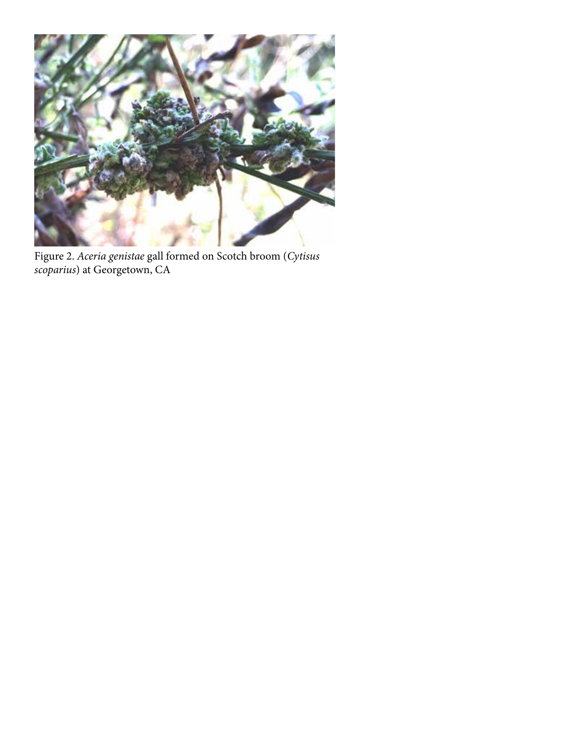Figure 2. *Aceria genistae* gall formed on Scotch broom (*Cytisus scoparius*) at Georgetown, CA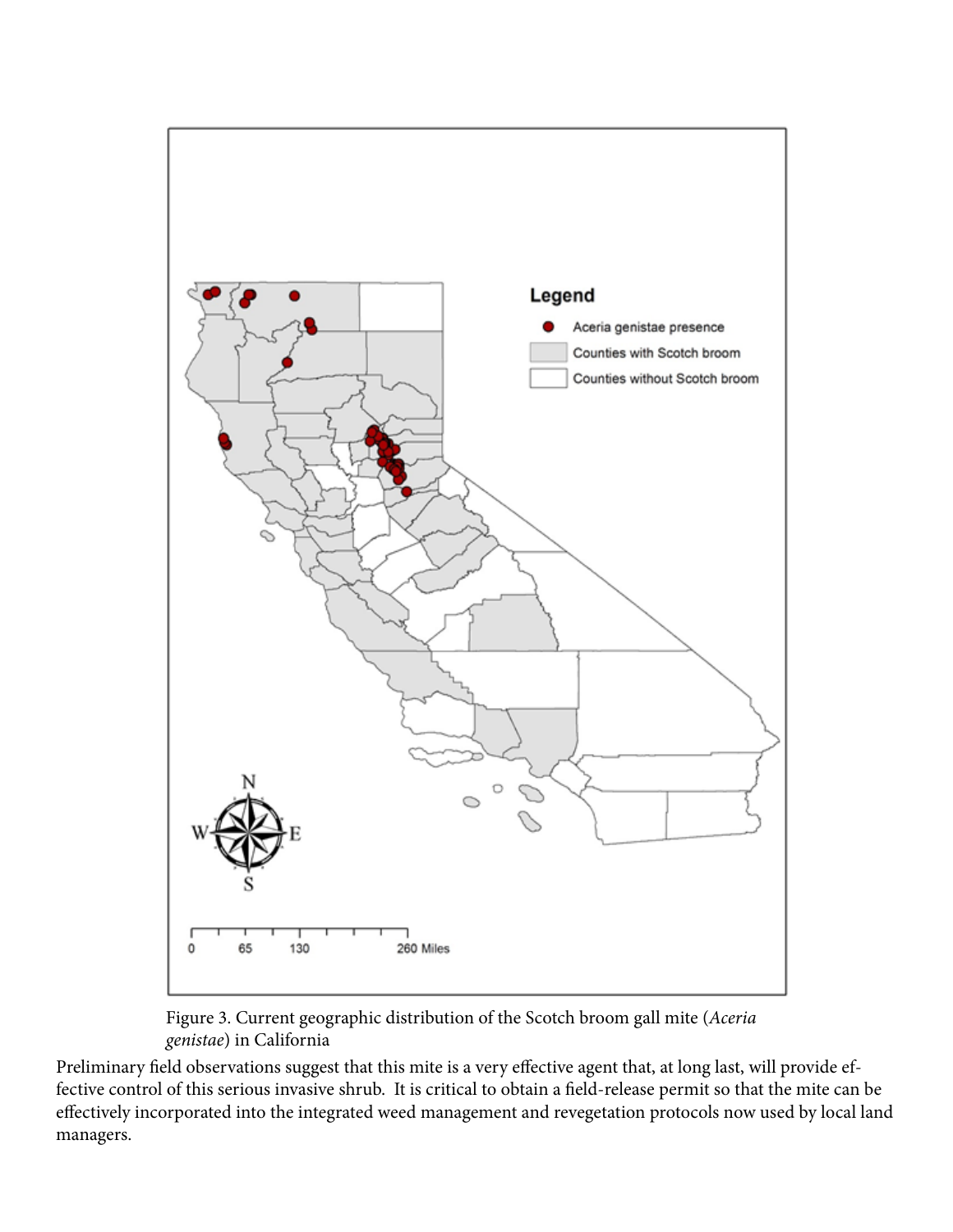Figure 3. Current geographic distribution of the Scotch broom gall mite (*Aceria genistae*) in California

Preliminary field observations suggest that this mite is a very effective agent that, at long last, will provide effective control of this serious invasive shrub. It is critical to obtain a field-release permit so that the mite can be effectively incorporated into the integrated weed management and revegetation protocols now used by local land managers.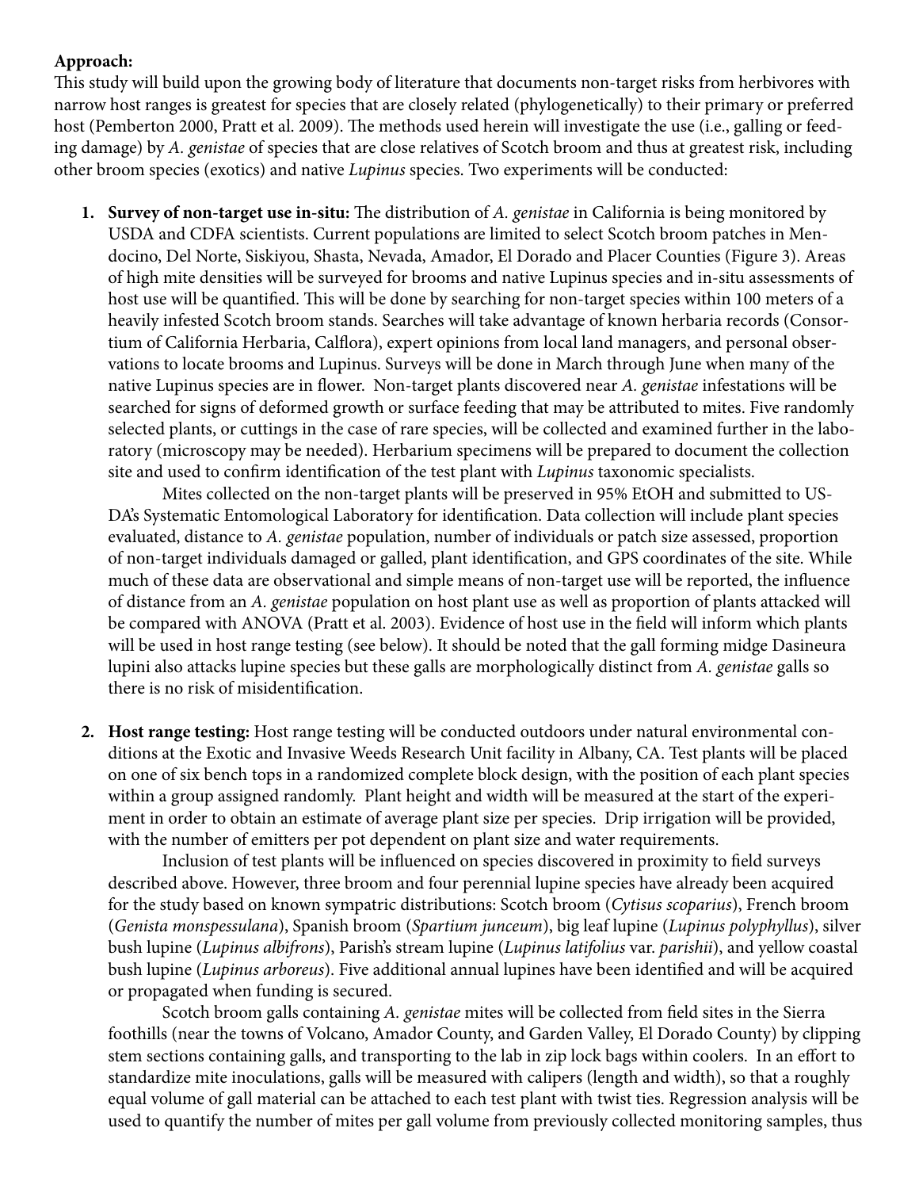**Approach:**

This study will build upon the growing body of literature that documents non-target risks from herbivores with narrow host ranges is greatest for species that are closely related (phylogenetically) to their primary or preferred host (Pemberton 2000, Pratt et al. 2009). The methods used herein will investigate the use (i.e., galling or feeding damage) by *A. genistae* of species that are close relatives of Scotch broom and thus at greatest risk, including other broom species (exotics) and native *Lupinus* species. Two experiments will be conducted:

1. **Survey of non-target use in-situ:** The distribution of *A. genistae* in California is being monitored by USDA and CDFA scientists. Current populations are limited to select Scotch broom patches in Mendocino, Del Norte, Siskiyou, Shasta, Nevada, Amador, El Dorado and Placer Counties (Figure 3). Areas of high mite densities will be surveyed for brooms and native Lupinus species and in-situ assessments of host use will be quantified. This will be done by searching for non-target species within 100 meters of a heavily infested Scotch broom stands. Searches will take advantage of known herbaria records (Consortium of California Herbaria, Calflora), expert opinions from local land managers, and personal observations to locate brooms and Lupinus. Surveys will be done in March through June when many of the native Lupinus species are in flower. Non-target plants discovered near *A. genistae* infestations will be searched for signs of deformed growth or surface feeding that may be attributed to mites. Five randomly selected plants, or cuttings in the case of rare species, will be collected and examined further in the laboratory (microscopy may be needed). Herbarium specimens will be prepared to document the collection site and used to confirm identification of the test plant with *Lupinus* taxonomic specialists.

   Mites collected on the non-target plants will be preserved in 95% EtOH and submitted to USDA's Systematic Entomological Laboratory for identification. Data collection will include plant species evaluated, distance to *A. genistae* population, number of individuals or patch size assessed, proportion of non-target individuals damaged or galled, plant identification, and GPS coordinates of the site. While much of these data are observational and simple means of non-target use will be reported, the influence of distance from an *A. genistae* population on host plant use as well as proportion of plants attacked will be compared with ANOVA (Pratt et al. 2003). Evidence of host use in the field will inform which plants will be used in host range testing (see below). It should be noted that the gall forming midge Dasineura lupini also attacks lupine species but these galls are morphologically distinct from *A. genistae* galls so there is no risk of misidentification.

2. **Host range testing:** Host range testing will be conducted outdoors under natural environmental conditions at the Exotic and Invasive Weeds Research Unit facility in Albany, CA. Test plants will be placed on one of six bench tops in a randomized complete block design, with the position of each plant species within a group assigned randomly. Plant height and width will be measured at the start of the experiment in order to obtain an estimate of average plant size per species. Drip irrigation will be provided, with the number of emitters per pot dependent on plant size and water requirements.

   Inclusion of test plants will be influenced on species discovered in proximity to field surveys described above. However, three broom and four perennial lupine species have already been acquired for the study based on known sympatric distributions: Scotch broom (*Cytisus scoparius*), French broom (*Genista monspessulana*), Spanish broom (*Spartium junceum*), big leaf lupine (*Lupinus polyphyllus*), silver bush lupine (*Lupinus albifrons*), Parish's stream lupine (*Lupinus latifolius* var. *parishii*), and yellow coastal bush lupine (*Lupinus arboreus*). Five additional annual lupines have been identified and will be acquired or propagated when funding is secured.

   Scotch broom galls containing *A. genistae* mites will be collected from field sites in the Sierra foothills (near the towns of Volcano, Amador County, and Garden Valley, El Dorado County) by clipping stem sections containing galls, and transporting to the lab in zip lock bags within coolers. In an effort to standardize mite inoculations, galls will be measured with calipers (length and width), so that a roughly equal volume of gall material can be attached to each test plant with twist ties. Regression analysis will be used to quantify the number of mites per gall volume from previously collected monitoring samples, thus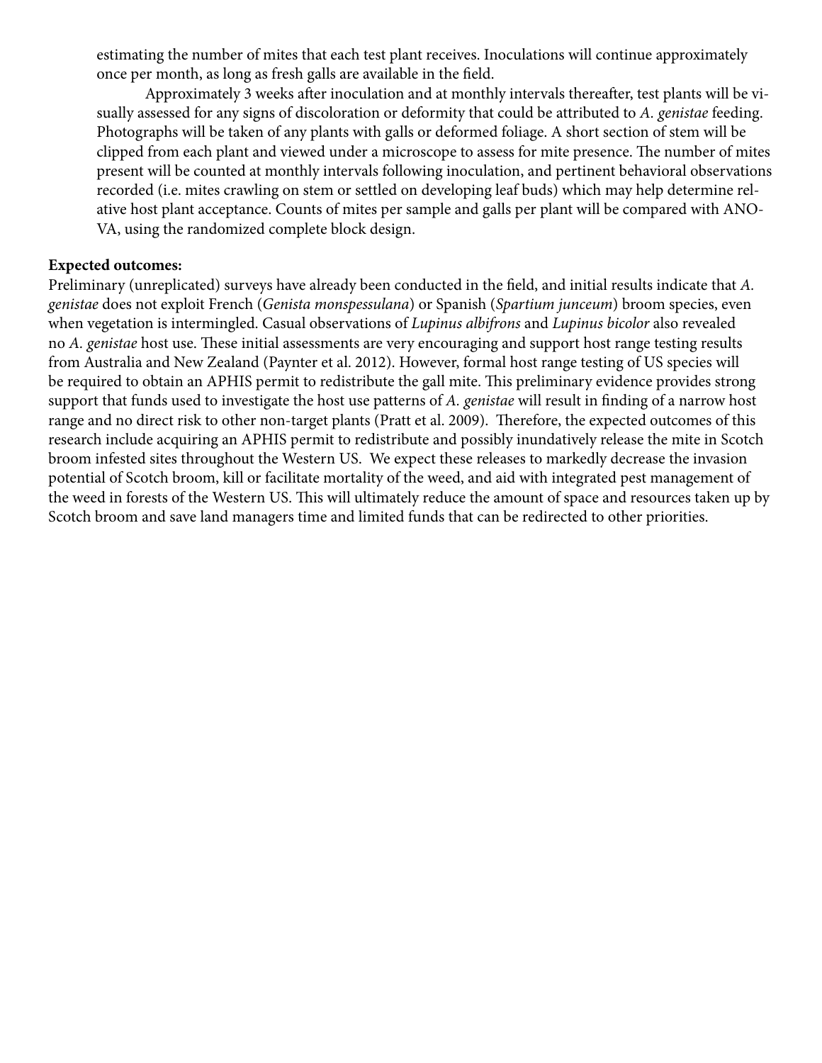estimating the number of mites that each test plant receives. Inoculations will continue approximately once per month, as long as fresh galls are available in the field.

Approximately 3 weeks after inoculation and at monthly intervals thereafter, test plants will be visually assessed for any signs of discoloration or deformity that could be attributed to *A. genistae* feeding. Photographs will be taken of any plants with galls or deformed foliage. A short section of stem will be clipped from each plant and viewed under a microscope to assess for mite presence. The number of mites present will be counted at monthly intervals following inoculation, and pertinent behavioral observations recorded (i.e. mites crawling on stem or settled on developing leaf buds) which may help determine relative host plant acceptance. Counts of mites per sample and galls per plant will be compared with ANOVA, using the randomized complete block design.

**Expected outcomes:**

Preliminary (unreplicated) surveys have already been conducted in the field, and initial results indicate that *A. genistae* does not exploit French (*Genista monspessulana*) or Spanish (*Spartium junceum*) broom species, even when vegetation is intermingled. Casual observations of *Lupinus albifrons* and *Lupinus bicolor* also revealed no *A. genistae* host use. These initial assessments are very encouraging and support host range testing results from Australia and New Zealand (Paynter et al. 2012). However, formal host range testing of US species will be required to obtain an APHIS permit to redistribute the gall mite. This preliminary evidence provides strong support that funds used to investigate the host use patterns of *A. genistae* will result in finding of a narrow host range and no direct risk to other non-target plants (Pratt et al. 2009). Therefore, the expected outcomes of this research include acquiring an APHIS permit to redistribute and possibly inundatively release the mite in Scotch broom infested sites throughout the Western US. We expect these releases to markedly decrease the invasion potential of Scotch broom, kill or facilitate mortality of the weed, and aid with integrated pest management of the weed in forests of the Western US. This will ultimately reduce the amount of space and resources taken up by Scotch broom and save land managers time and limited funds that can be redirected to other priorities.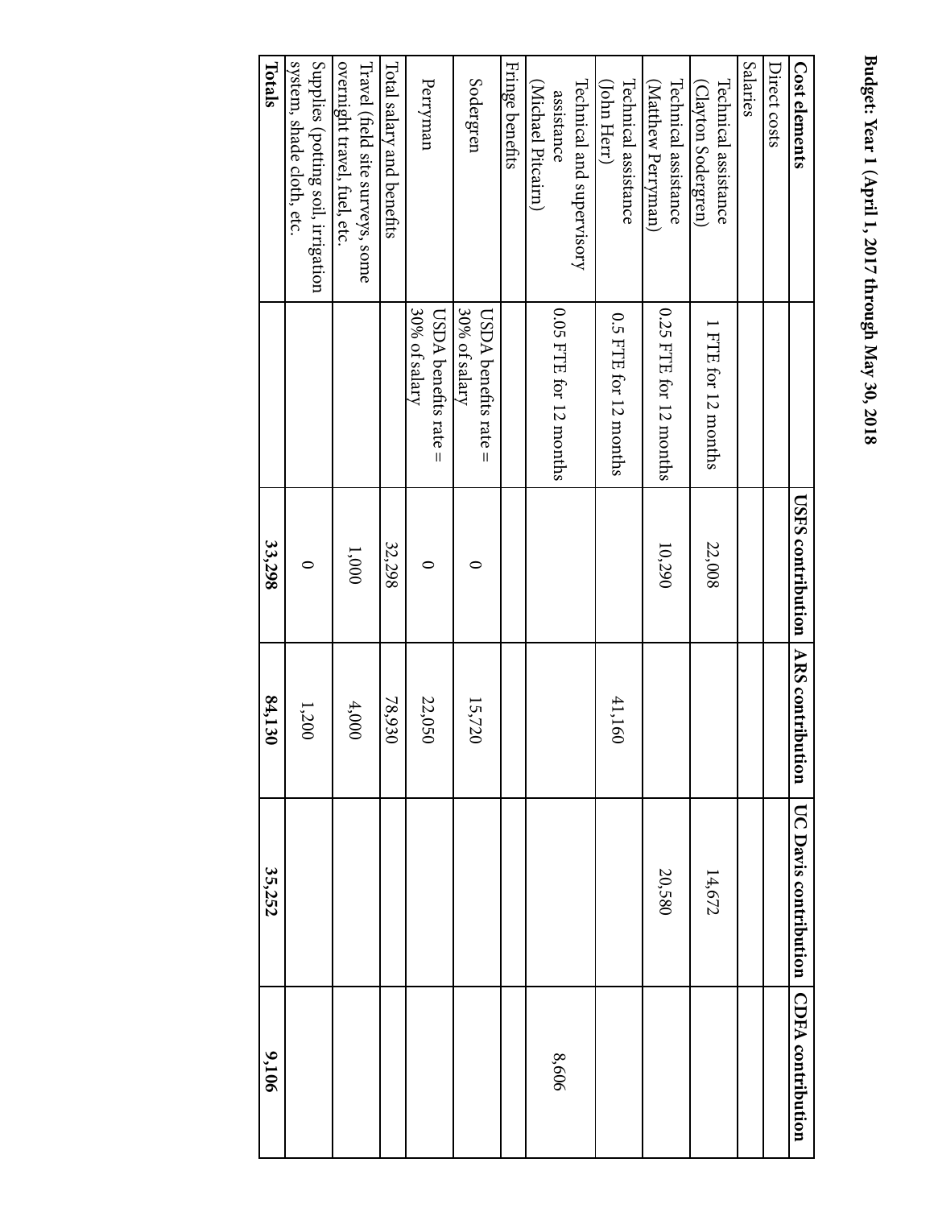**Budget: Year 1 (April 1, 2017 through May 30, 2018**

| Cost elements | | USFS contribution | ARS contribution | UC Davis contribution | CDFA contribution |
|---|---|---|---|---|---|
| Direct costs | | | | | |
| Salaries | | | | | |
| Technical assistance (Clayton Sodergren) | 1 FTE for 12 months | 22,008 | | 14,672 | |
| Technical assistance (Matthew Perryman) | 0.25 FTE for 12 months | 10,290 | | 20,580 | |
| Technical assistance (John Herr) | 0.5 FTE for 12 months | | 41,160 | | |
| Technical and supervisory assistance (Michael Pitcairn) | 0.05 FTE for 12 months | | | | 8,606 |
| Fringe benefits | | | | | |
| Sodergren | USDA benefits rate = 30% of salary | 0 | 15,720 | | |
| Perryman | USDA benefits rate = 30% of salary | 0 | 22,050 | | |
| Total salary and benefits | | 32,298 | 78,930 | | |
| Travel (field site surveys, some overnight travel, fuel, etc. | | 1,000 | 4,000 | | |
| Supplies (potting soil, irrigation system, shade cloth, etc. | | 0 | 1,200 | | |
| **Totals** | | **33,298** | **84,130** | **35,252** | **9,106** |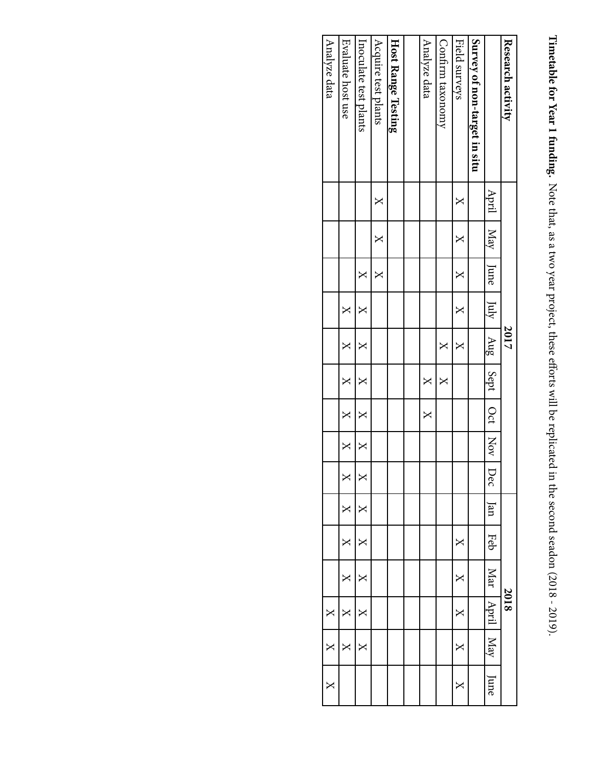**Timetable for Year 1 funding.** Note that, as a two year project, these efforts will be replicated in the second seadon (2018 - 2019).

| **Research activity** | 2017 | | | | | | | | | 2018 | | | | | |
|---|---|---|---|---|---|---|---|---|---|---|---|---|---|---|---|
| | April | May | June | July | Aug | Sept | Oct | Nov | Dec | Jan | Feb | Mar | April | May | June |
| **Survey of non-target in situ** | | | | | | | | | | | | | | | |
| Field surveys | X | X | X | X | X | | | | | | X | X | X | X | X |
| Confirm taxonomy | | | | | X | X | | | | | | | | | |
| Analyze data | | | | | | X | X | | | | | | | | |
| | | | | | | | | | | | | | | | |
| **Host Range Testing** | | | | | | | | | | | | | | | |
| Acquire test plants | X | X | X | | | | | | | | | | | | |
| Inoculate test plants | | | X | X | X | X | X | X | X | X | X | X | X | X | |
| Evaluate host use | | | | X | X | X | X | X | X | X | X | X | X | X | |
| Analyze data | | | | | | | | | | | | | X | X | X |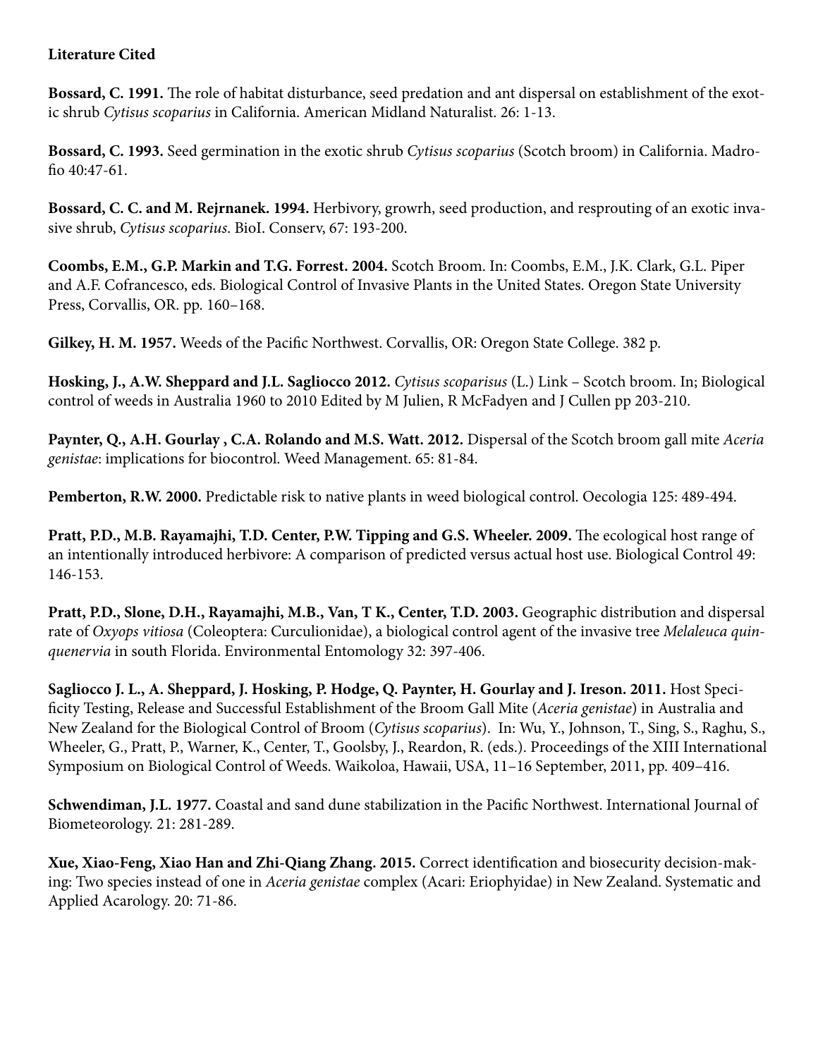**Literature Cited**

**Bossard, C. 1991.** The role of habitat disturbance, seed predation and ant dispersal on establishment of the exotic shrub *Cytisus scoparius* in California. American Midland Naturalist. 26: 1-13.

**Bossard, C. 1993.** Seed germination in the exotic shrub *Cytisus scoparius* (Scotch broom) in California. Madrofio 40:47-61.

**Bossard, C. C. and M. Rejrnanek. 1994.** Herbivory, growrh, seed production, and resprouting of an exotic invasive shrub, *Cytisus scoparius*. BioI. Conserv, 67: 193-200.

**Coombs, E.M., G.P. Markin and T.G. Forrest. 2004.** Scotch Broom. In: Coombs, E.M., J.K. Clark, G.L. Piper and A.F. Cofrancesco, eds. Biological Control of Invasive Plants in the United States. Oregon State University Press, Corvallis, OR. pp. 160–168.

**Gilkey, H. M. 1957.** Weeds of the Pacific Northwest. Corvallis, OR: Oregon State College. 382 p.

**Hosking, J., A.W. Sheppard and J.L. Sagliocco 2012.** *Cytisus scoparisus* (L.) Link – Scotch broom. In; Biological control of weeds in Australia 1960 to 2010 Edited by M Julien, R McFadyen and J Cullen pp 203-210.

**Paynter, Q., A.H. Gourlay , C.A. Rolando and M.S. Watt. 2012.** Dispersal of the Scotch broom gall mite *Aceria genistae*: implications for biocontrol. Weed Management. 65: 81-84.

**Pemberton, R.W. 2000.** Predictable risk to native plants in weed biological control. Oecologia 125: 489-494.

**Pratt, P.D., M.B. Rayamajhi, T.D. Center, P.W. Tipping and G.S. Wheeler. 2009.** The ecological host range of an intentionally introduced herbivore: A comparison of predicted versus actual host use. Biological Control 49: 146-153.

**Pratt, P.D., Slone, D.H., Rayamajhi, M.B., Van, T K., Center, T.D. 2003.** Geographic distribution and dispersal rate of *Oxyops vitiosa* (Coleoptera: Curculionidae), a biological control agent of the invasive tree *Melaleuca quinquenervia* in south Florida. Environmental Entomology 32: 397-406.

**Sagliocco J. L., A. Sheppard, J. Hosking, P. Hodge, Q. Paynter, H. Gourlay and J. Ireson. 2011.** Host Specificity Testing, Release and Successful Establishment of the Broom Gall Mite (*Aceria genistae*) in Australia and New Zealand for the Biological Control of Broom (*Cytisus scoparius*). In: Wu, Y., Johnson, T., Sing, S., Raghu, S., Wheeler, G., Pratt, P., Warner, K., Center, T., Goolsby, J., Reardon, R. (eds.). Proceedings of the XIII International Symposium on Biological Control of Weeds. Waikoloa, Hawaii, USA, 11–16 September, 2011, pp. 409–416.

**Schwendiman, J.L. 1977.** Coastal and sand dune stabilization in the Pacific Northwest. International Journal of Biometeorology. 21: 281-289.

**Xue, Xiao-Feng, Xiao Han and Zhi-Qiang Zhang. 2015.** Correct identification and biosecurity decision-making: Two species instead of one in *Aceria genistae* complex (Acari: Eriophyidae) in New Zealand. Systematic and Applied Acarology. 20: 71-86.